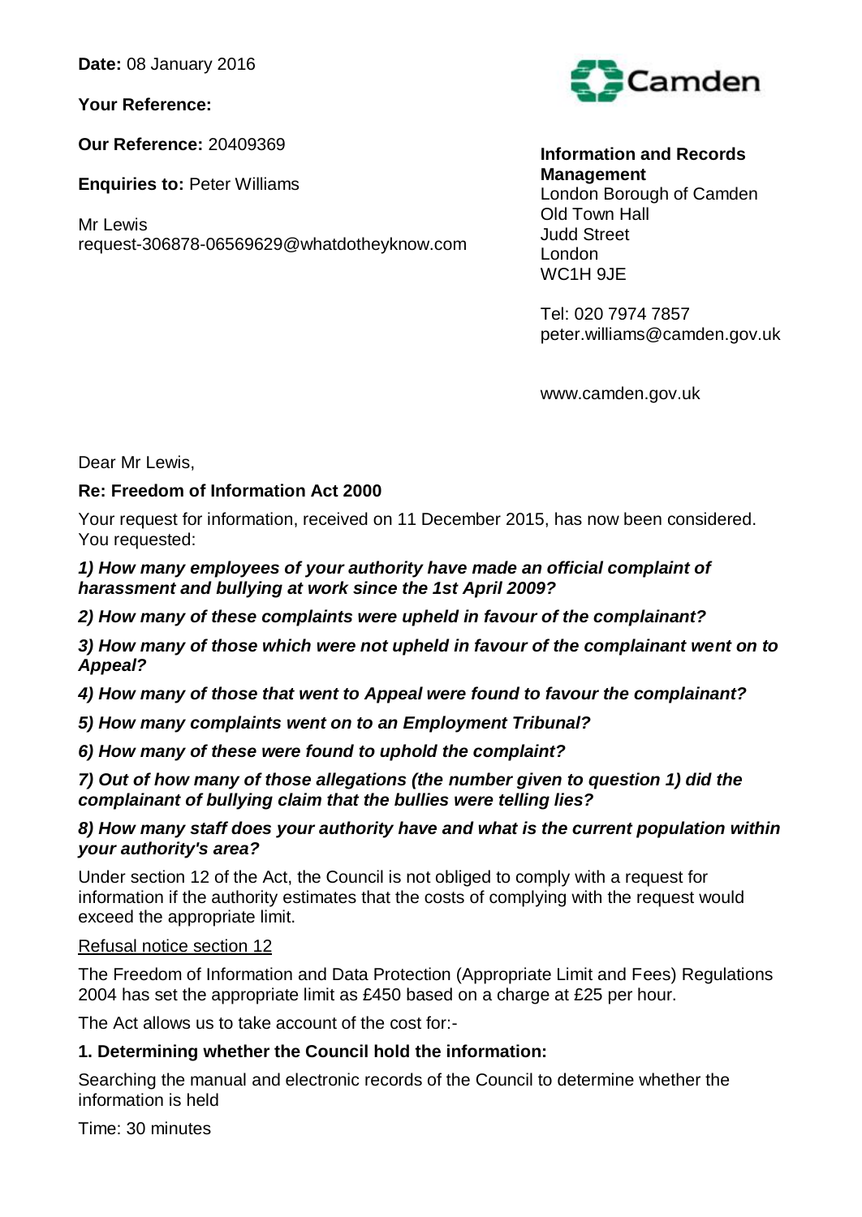**Date:** 08 January 2016

**Your Reference:**

**Our Reference:** 20409369

**Enquiries to:** Peter Williams

Mr Lewis
request-306878-06569629@whatdotheyknow.com

Camden

**Information and Records Management**
London Borough of Camden
Old Town Hall
Judd Street
London
WC1H 9JE

Tel: 020 7974 7857
peter.williams@camden.gov.uk

www.camden.gov.uk

Dear Mr Lewis,

**Re: Freedom of Information Act 2000**

Your request for information, received on 11 December 2015, has now been considered. You requested:

***1) How many employees of your authority have made an official complaint of harassment and bullying at work since the 1st April 2009?***

***2) How many of these complaints were upheld in favour of the complainant?***

***3) How many of those which were not upheld in favour of the complainant went on to Appeal?***

***4) How many of those that went to Appeal were found to favour the complainant?***

***5) How many complaints went on to an Employment Tribunal?***

***6) How many of these were found to uphold the complaint?***

***7) Out of how many of those allegations (the number given to question 1) did the complainant of bullying claim that the bullies were telling lies?***

***8) How many staff does your authority have and what is the current population within your authority's area?***

Under section 12 of the Act, the Council is not obliged to comply with a request for information if the authority estimates that the costs of complying with the request would exceed the appropriate limit.

<u>Refusal notice section 12</u>

The Freedom of Information and Data Protection (Appropriate Limit and Fees) Regulations 2004 has set the appropriate limit as £450 based on a charge at £25 per hour.

The Act allows us to take account of the cost for:-

**1. Determining whether the Council hold the information:**

Searching the manual and electronic records of the Council to determine whether the information is held

Time: 30 minutes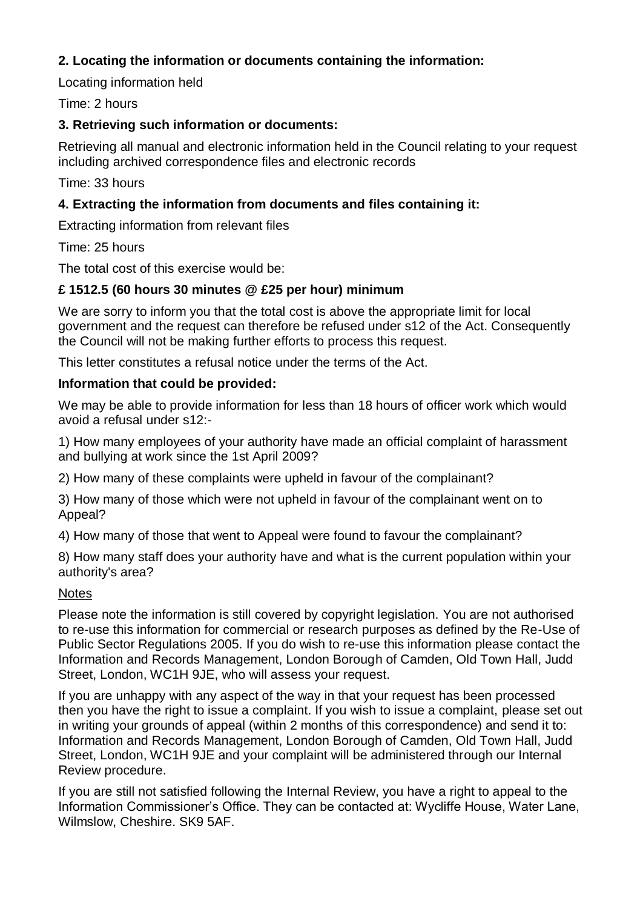**2. Locating the information or documents containing the information:**

Locating information held

Time: 2 hours

**3. Retrieving such information or documents:**

Retrieving all manual and electronic information held in the Council relating to your request including archived correspondence files and electronic records

Time: 33 hours

**4. Extracting the information from documents and files containing it:**

Extracting information from relevant files

Time: 25 hours

The total cost of this exercise would be:

**£ 1512.5 (60 hours 30 minutes @ £25 per hour) minimum**

We are sorry to inform you that the total cost is above the appropriate limit for local government and the request can therefore be refused under s12 of the Act. Consequently the Council will not be making further efforts to process this request.

This letter constitutes a refusal notice under the terms of the Act.

**Information that could be provided:**

We may be able to provide information for less than 18 hours of officer work which would avoid a refusal under s12:-

1) How many employees of your authority have made an official complaint of harassment and bullying at work since the 1st April 2009?

2) How many of these complaints were upheld in favour of the complainant?

3) How many of those which were not upheld in favour of the complainant went on to Appeal?

4) How many of those that went to Appeal were found to favour the complainant?

8) How many staff does your authority have and what is the current population within your authority's area?

Notes

Please note the information is still covered by copyright legislation. You are not authorised to re-use this information for commercial or research purposes as defined by the Re-Use of Public Sector Regulations 2005. If you do wish to re-use this information please contact the Information and Records Management, London Borough of Camden, Old Town Hall, Judd Street, London, WC1H 9JE, who will assess your request.

If you are unhappy with any aspect of the way in that your request has been processed then you have the right to issue a complaint. If you wish to issue a complaint, please set out in writing your grounds of appeal (within 2 months of this correspondence) and send it to: Information and Records Management, London Borough of Camden, Old Town Hall, Judd Street, London, WC1H 9JE and your complaint will be administered through our Internal Review procedure.

If you are still not satisfied following the Internal Review, you have a right to appeal to the Information Commissioner's Office. They can be contacted at: Wycliffe House, Water Lane, Wilmslow, Cheshire. SK9 5AF.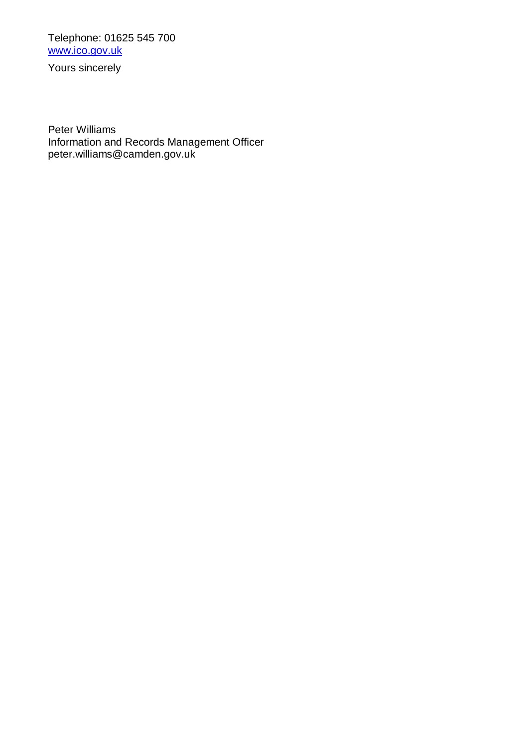Telephone: 01625 545 700
[www.ico.gov.uk](http://www.ico.gov.uk)

Yours sincerely

Peter Williams
Information and Records Management Officer
peter.williams@camden.gov.uk